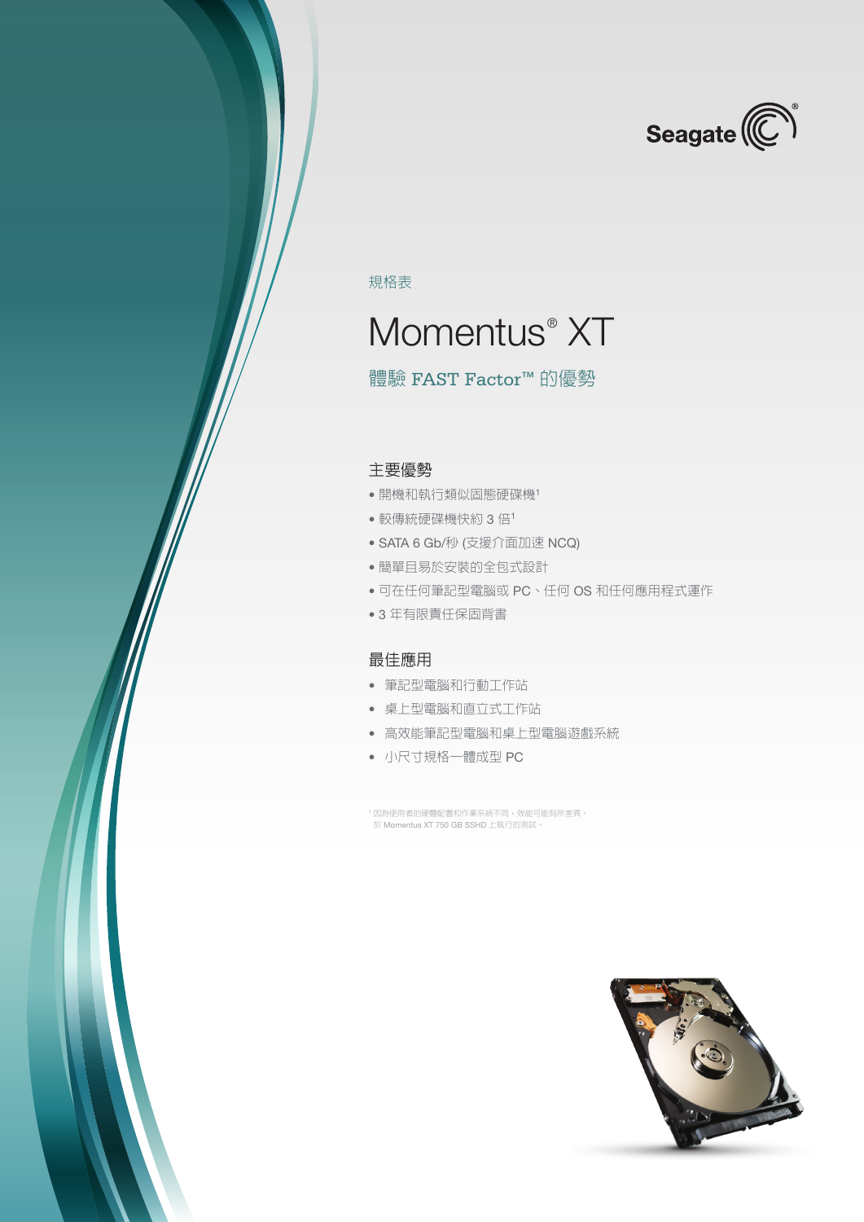Seagate

規格表

# Momentus® XT

體驗 FAST Factor™ 的優勢

## 主要優勢

- 開機和執行類似固態硬碟機[1]
- 較傳統硬碟機快約 3 倍[1]
- SATA 6 Gb/秒 (支援介面加速 NCQ)
- 簡單且易於安裝的全包式設計
- 可在任何筆記型電腦或 PC、任何 OS 和任何應用程式運作
- 3 年有限責任保固背書

## 最佳應用

- 筆記型電腦和行動工作站
- 桌上型電腦和直立式工作站
- 高效能筆記型電腦和桌上型電腦遊戲系統
- 小尺寸規格一體成型 PC

[1] 因為使用者的硬體配置和作業系統不同，效能可能有所差異。
於 Momentus XT 750 GB SSHD 上執行的測試。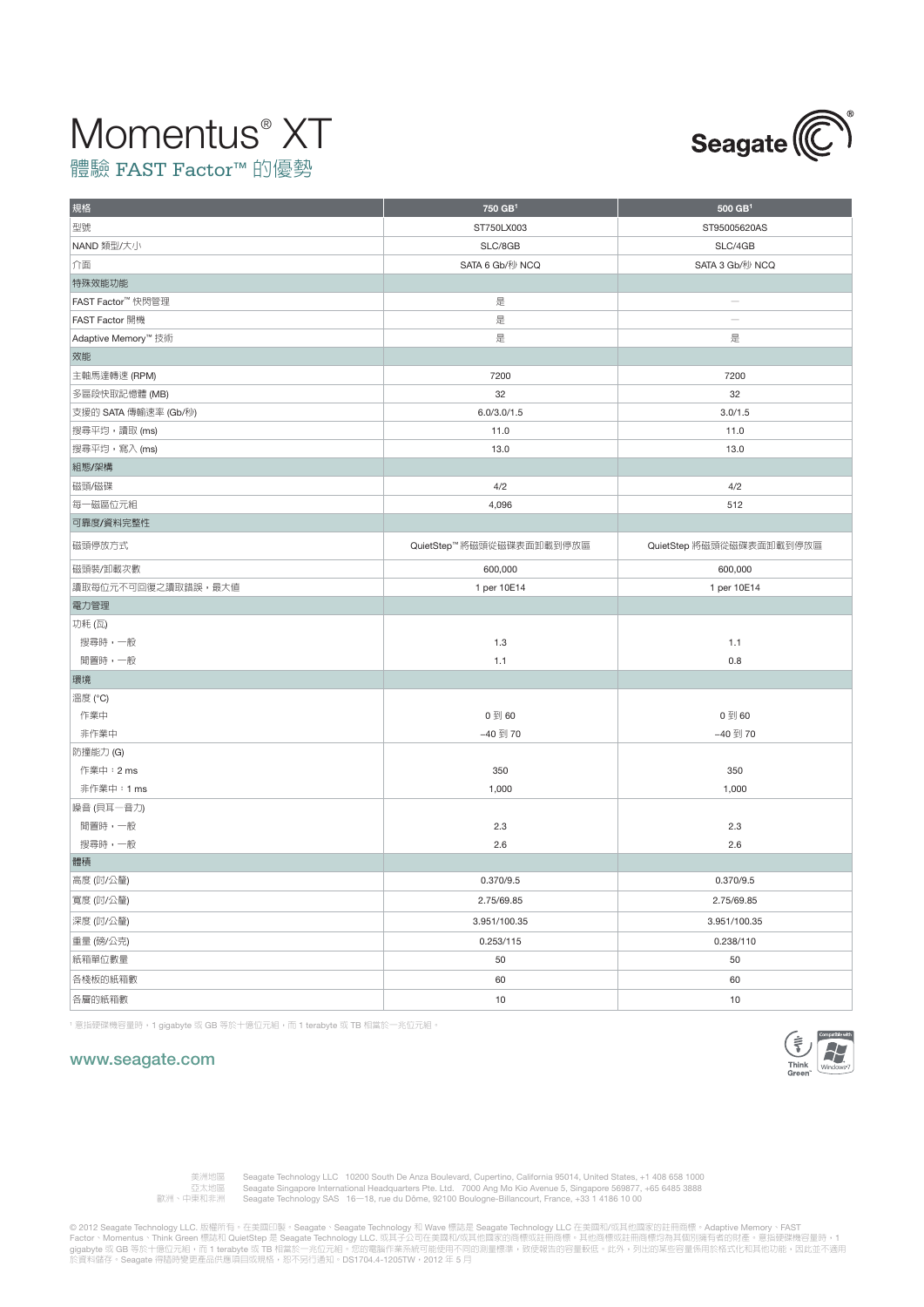# Momentus® XT

體驗 FAST Factor™ 的優勢

| 規格 | 750 GB[1] | 500 GB[1] |
|---|---|---|
| 型號 | ST750LX003 | ST95005620AS |
| NAND 類型/大小 | SLC/8GB | SLC/4GB |
| 介面 | SATA 6 Gb/秒 NCQ | SATA 3 Gb/秒 NCQ |
| **特殊效能功能** | | |
| FAST Factor™ 快閃管理 | 是 | — |
| FAST Factor 開機 | 是 | — |
| Adaptive Memory™ 技術 | 是 | 是 |
| **效能** | | |
| 主軸馬達轉速 (RPM) | 7200 | 7200 |
| 多區段快取記憶體 (MB) | 32 | 32 |
| 支援的 SATA 傳輸速率 (Gb/秒) | 6.0/3.0/1.5 | 3.0/1.5 |
| 搜尋平均，讀取 (ms) | 11.0 | 11.0 |
| 搜尋平均，寫入 (ms) | 13.0 | 13.0 |
| **組態/架構** | | |
| 磁頭/磁碟 | 4/2 | 4/2 |
| 每一磁區位元組 | 4,096 | 512 |
| **可靠度/資料完整性** | | |
| 磁頭停放方式 | QuietStep™ 將磁頭從磁碟表面卸載到停放區 | QuietStep 將磁頭從磁碟表面卸載到停放區 |
| 磁頭裝/卸載次數 | 600,000 | 600,000 |
| 讀取每位元不可回復之讀取錯誤，最大值 | 1 per 10E14 | 1 per 10E14 |
| **電力管理** | | |
| 功耗 (瓦) | | |
| 搜尋時，一般 | 1.3 | 1.1 |
| 閒置時，一般 | 1.1 | 0.8 |
| **環境** | | |
| 溫度 (°C) | | |
| 作業中 | 0 到 60 | 0 到 60 |
| 非作業中 | –40 到 70 | –40 到 70 |
| 防撞能力 (G) | | |
| 作業中：2 ms | 350 | 350 |
| 非作業中：1 ms | 1,000 | 1,000 |
| 噪音 (貝耳—音力) | | |
| 閒置時，一般 | 2.3 | 2.3 |
| 搜尋時，一般 | 2.6 | 2.6 |
| **體積** | | |
| 高度 (吋/公釐) | 0.370/9.5 | 0.370/9.5 |
| 寬度 (吋/公釐) | 2.75/69.85 | 2.75/69.85 |
| 深度 (吋/公釐) | 3.951/100.35 | 3.951/100.35 |
| 重量 (磅/公克) | 0.253/115 | 0.238/110 |
| 紙箱單位數量 | 50 | 50 |
| 各棧板的紙箱數 | 60 | 60 |
| 各層的紙箱數 | 10 | 10 |

[1] 意指硬碟機容量時，1 gigabyte 或 GB 等於十億位元組，而 1 terabyte 或 TB 相當於一兆位元組。

www.seagate.com

美洲地區　Seagate Technology LLC　10200 South De Anza Boulevard, Cupertino, California 95014, United States, +1 408 658 1000
亞太地區　Seagate Singapore International Headquarters Pte. Ltd.　7000 Ang Mo Kio Avenue 5, Singapore 569877, +65 6485 3888
歐洲、中東和非洲　Seagate Technology SAS　16—18, rue du Dôme, 92100 Boulogne-Billancourt, France, +33 1 4186 10 00

© 2012 Seagate Technology LLC. 版權所有，在美國印製。Seagate、Seagate Technology 和 Wave 標誌是 Seagate Technology LLC 在美國和/或其他國家的註冊商標。Adaptive Memory、FAST Factor、Momentus、Think Green 標誌和 QuietStep 是 Seagate Technology LLC. 或其子公司在美國和/或其他國家的商標或註冊商標。其他商標或註冊商標均為其個別擁有者的財產。意指硬碟機容量時，1 gigabyte 或 GB 等於十億位元組，而 1 terabyte 或 TB 相當於一兆位元組。您的電腦作業系統可能使用不同的測量標準，致使報告的容量較低。此外，列出的某些容量係用於格式化和其他功能，因此並不適用於資料儲存。Seagate 得隨時變更產品供應項目或規格，恕不另行通知。DS1704.4-1205TW，2012 年 5 月